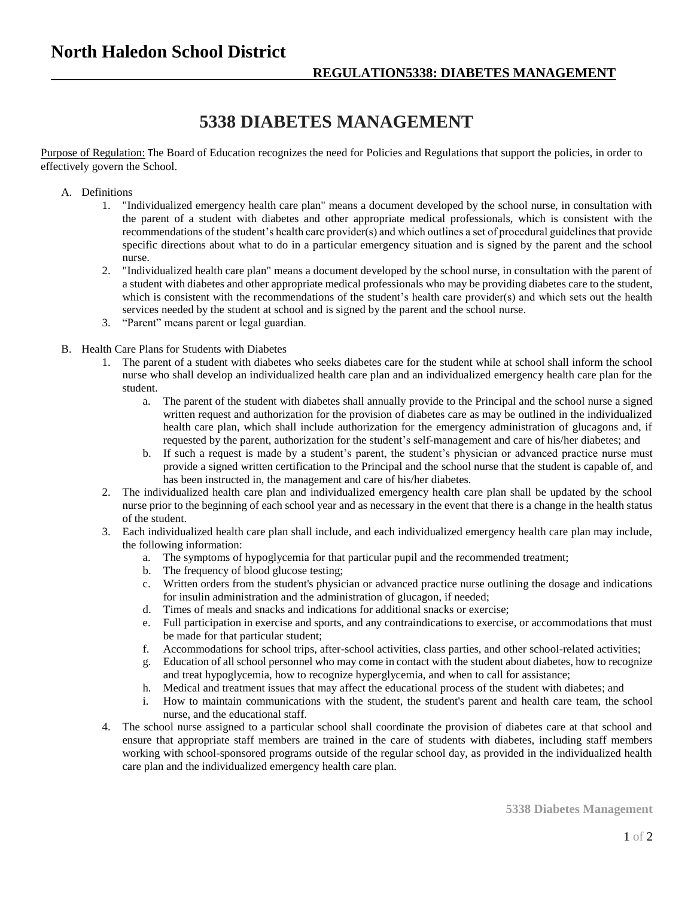# North Haledon School District

**REGULATION5338: DIABETES MANAGEMENT**

## 5338 DIABETES MANAGEMENT

Purpose of Regulation: The Board of Education recognizes the need for Policies and Regulations that support the policies, in order to effectively govern the School.

A. Definitions
   1. "Individualized emergency health care plan" means a document developed by the school nurse, in consultation with the parent of a student with diabetes and other appropriate medical professionals, which is consistent with the recommendations of the student's health care provider(s) and which outlines a set of procedural guidelines that provide specific directions about what to do in a particular emergency situation and is signed by the parent and the school nurse.
   2. "Individualized health care plan" means a document developed by the school nurse, in consultation with the parent of a student with diabetes and other appropriate medical professionals who may be providing diabetes care to the student, which is consistent with the recommendations of the student's health care provider(s) and which sets out the health services needed by the student at school and is signed by the parent and the school nurse.
   3. "Parent" means parent or legal guardian.

B. Health Care Plans for Students with Diabetes
   1. The parent of a student with diabetes who seeks diabetes care for the student while at school shall inform the school nurse who shall develop an individualized health care plan and an individualized emergency health care plan for the student.
      a. The parent of the student with diabetes shall annually provide to the Principal and the school nurse a signed written request and authorization for the provision of diabetes care as may be outlined in the individualized health care plan, which shall include authorization for the emergency administration of glucagons and, if requested by the parent, authorization for the student's self-management and care of his/her diabetes; and
      b. If such a request is made by a student's parent, the student's physician or advanced practice nurse must provide a signed written certification to the Principal and the school nurse that the student is capable of, and has been instructed in, the management and care of his/her diabetes.
   2. The individualized health care plan and individualized emergency health care plan shall be updated by the school nurse prior to the beginning of each school year and as necessary in the event that there is a change in the health status of the student.
   3. Each individualized health care plan shall include, and each individualized emergency health care plan may include, the following information:
      a. The symptoms of hypoglycemia for that particular pupil and the recommended treatment;
      b. The frequency of blood glucose testing;
      c. Written orders from the student's physician or advanced practice nurse outlining the dosage and indications for insulin administration and the administration of glucagon, if needed;
      d. Times of meals and snacks and indications for additional snacks or exercise;
      e. Full participation in exercise and sports, and any contraindications to exercise, or accommodations that must be made for that particular student;
      f. Accommodations for school trips, after-school activities, class parties, and other school-related activities;
      g. Education of all school personnel who may come in contact with the student about diabetes, how to recognize and treat hypoglycemia, how to recognize hyperglycemia, and when to call for assistance;
      h. Medical and treatment issues that may affect the educational process of the student with diabetes; and
      i. How to maintain communications with the student, the student's parent and health care team, the school nurse, and the educational staff.
   4. The school nurse assigned to a particular school shall coordinate the provision of diabetes care at that school and ensure that appropriate staff members are trained in the care of students with diabetes, including staff members working with school-sponsored programs outside of the regular school day, as provided in the individualized health care plan and the individualized emergency health care plan.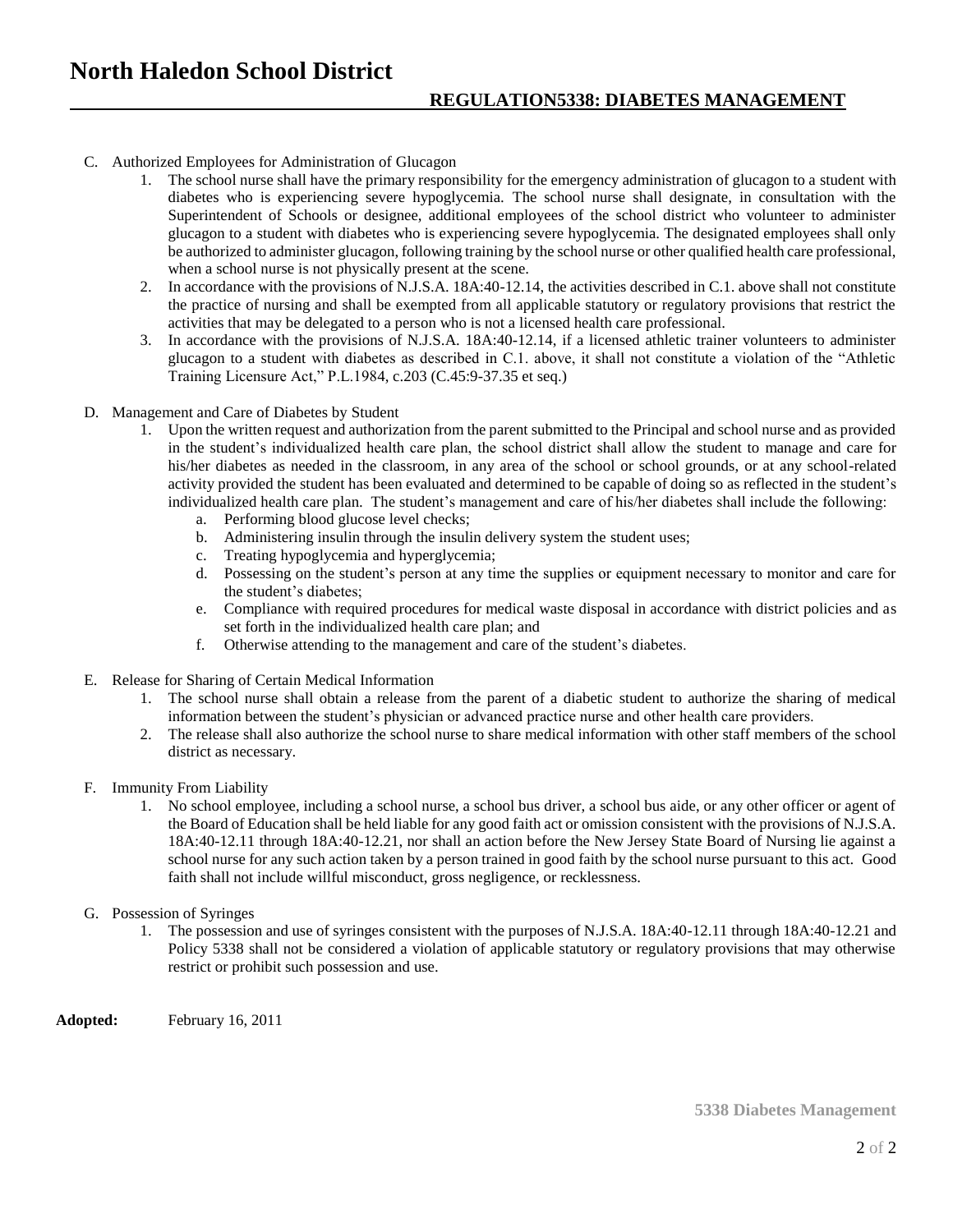C. Authorized Employees for Administration of Glucagon

1. The school nurse shall have the primary responsibility for the emergency administration of glucagon to a student with diabetes who is experiencing severe hypoglycemia. The school nurse shall designate, in consultation with the Superintendent of Schools or designee, additional employees of the school district who volunteer to administer glucagon to a student with diabetes who is experiencing severe hypoglycemia. The designated employees shall only be authorized to administer glucagon, following training by the school nurse or other qualified health care professional, when a school nurse is not physically present at the scene.
2. In accordance with the provisions of N.J.S.A. 18A:40-12.14, the activities described in C.1. above shall not constitute the practice of nursing and shall be exempted from all applicable statutory or regulatory provisions that restrict the activities that may be delegated to a person who is not a licensed health care professional.
3. In accordance with the provisions of N.J.S.A. 18A:40-12.14, if a licensed athletic trainer volunteers to administer glucagon to a student with diabetes as described in C.1. above, it shall not constitute a violation of the "Athletic Training Licensure Act," P.L.1984, c.203 (C.45:9-37.35 et seq.)

D. Management and Care of Diabetes by Student

1. Upon the written request and authorization from the parent submitted to the Principal and school nurse and as provided in the student's individualized health care plan, the school district shall allow the student to manage and care for his/her diabetes as needed in the classroom, in any area of the school or school grounds, or at any school-related activity provided the student has been evaluated and determined to be capable of doing so as reflected in the student's individualized health care plan. The student's management and care of his/her diabetes shall include the following:
   a. Performing blood glucose level checks;
   b. Administering insulin through the insulin delivery system the student uses;
   c. Treating hypoglycemia and hyperglycemia;
   d. Possessing on the student's person at any time the supplies or equipment necessary to monitor and care for the student's diabetes;
   e. Compliance with required procedures for medical waste disposal in accordance with district policies and as set forth in the individualized health care plan; and
   f. Otherwise attending to the management and care of the student's diabetes.

E. Release for Sharing of Certain Medical Information

1. The school nurse shall obtain a release from the parent of a diabetic student to authorize the sharing of medical information between the student's physician or advanced practice nurse and other health care providers.
2. The release shall also authorize the school nurse to share medical information with other staff members of the school district as necessary.

F. Immunity From Liability

1. No school employee, including a school nurse, a school bus driver, a school bus aide, or any other officer or agent of the Board of Education shall be held liable for any good faith act or omission consistent with the provisions of N.J.S.A. 18A:40-12.11 through 18A:40-12.21, nor shall an action before the New Jersey State Board of Nursing lie against a school nurse for any such action taken by a person trained in good faith by the school nurse pursuant to this act. Good faith shall not include willful misconduct, gross negligence, or recklessness.

G. Possession of Syringes

1. The possession and use of syringes consistent with the purposes of N.J.S.A. 18A:40-12.11 through 18A:40-12.21 and Policy 5338 shall not be considered a violation of applicable statutory or regulatory provisions that may otherwise restrict or prohibit such possession and use.

**Adopted:** February 16, 2011